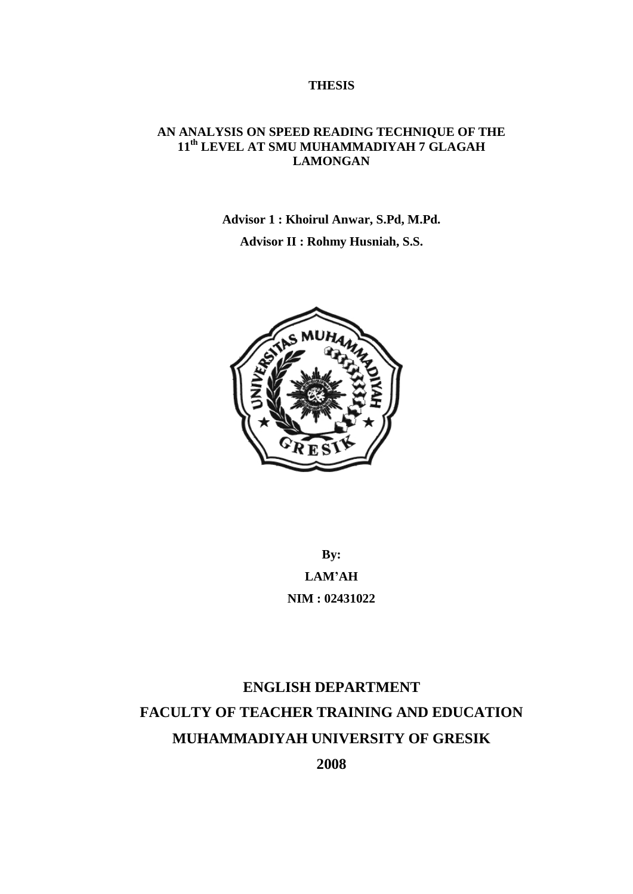**THESIS**

# AN ANALYSIS ON SPEED READING TECHNIQUE OF THE 11th LEVEL AT SMU MUHAMMADIYAH 7 GLAGAH LAMONGAN

**Advisor 1 : Khoirul Anwar, S.Pd, M.Pd.**

**Advisor II : Rohmy Husniah, S.S.**

**By:**

**LAM'AH**

**NIM : 02431022**

**ENGLISH DEPARTMENT**

**FACULTY OF TEACHER TRAINING AND EDUCATION**

**MUHAMMADIYAH UNIVERSITY OF GRESIK**

**2008**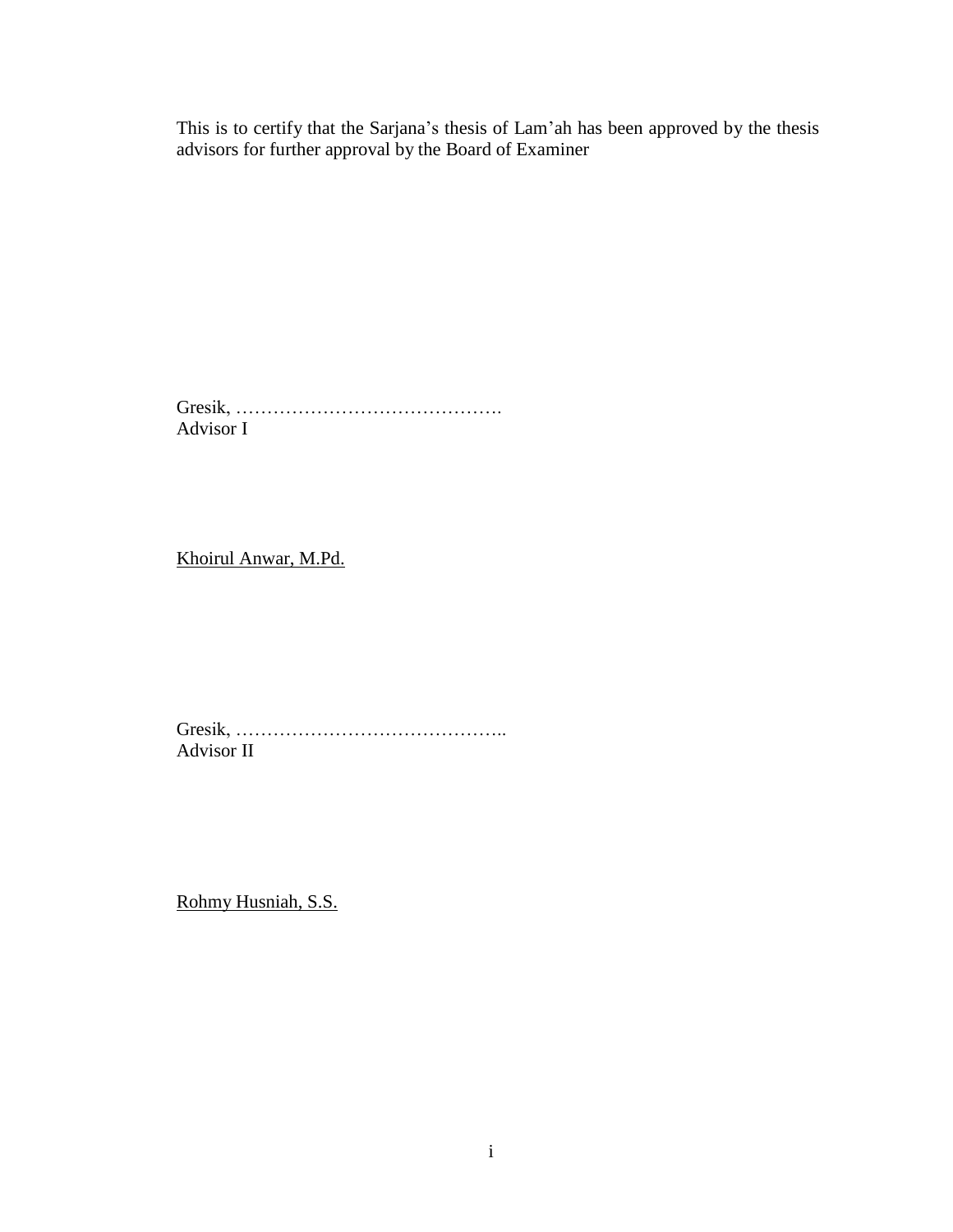This is to certify that the Sarjana's thesis of Lam'ah has been approved by the thesis advisors for further approval by the Board of Examiner

Gresik, …………………………………….
Advisor I

<u>Khoirul Anwar, M.Pd.</u>

Gresik, ……………………………………..
Advisor II

<u>Rohmy Husniah, S.S.</u>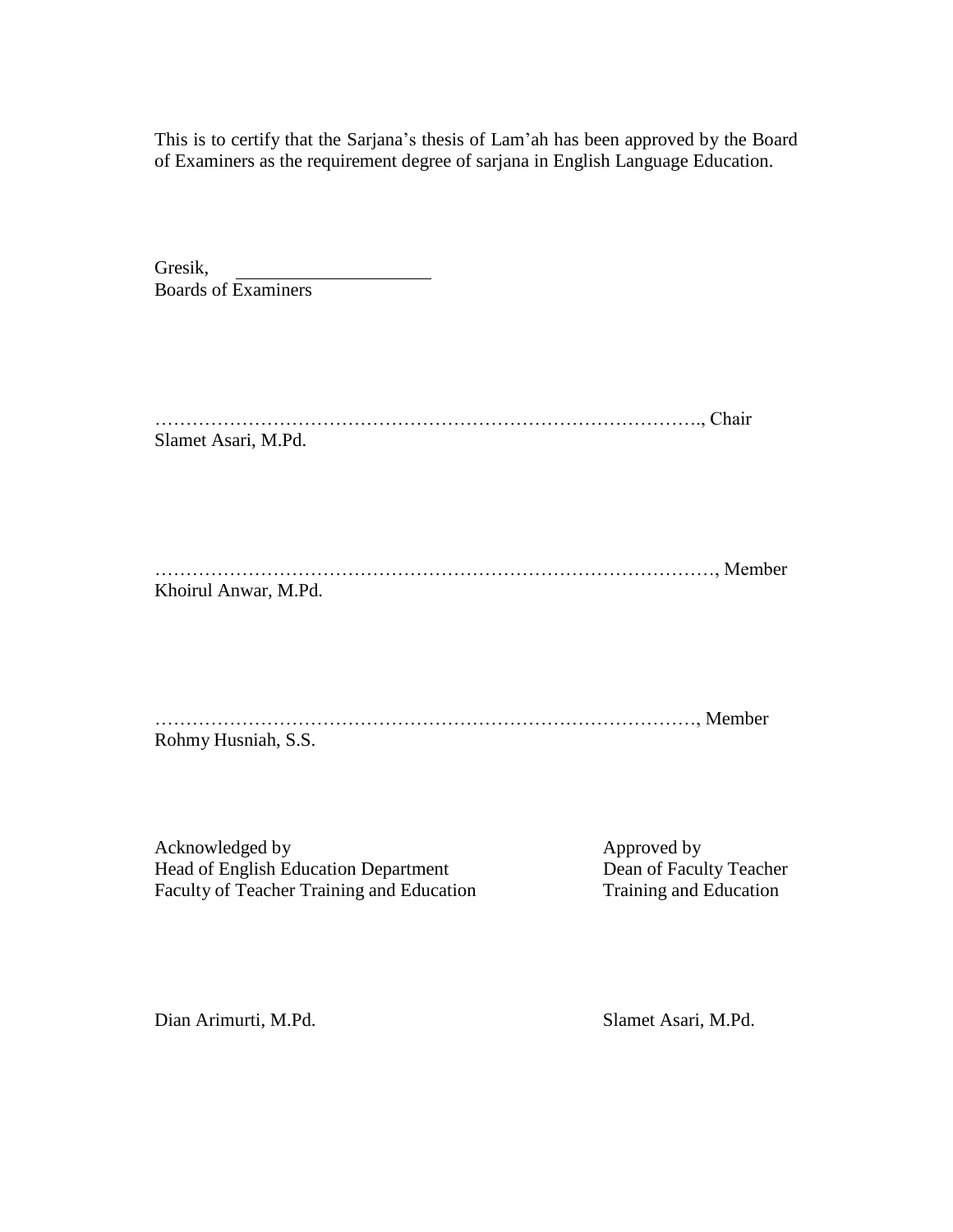This is to certify that the Sarjana's thesis of Lam'ah has been approved by the Board of Examiners as the requirement degree of sarjana in English Language Education.

Gresik, \_\_\_\_\_\_\_\_\_\_\_\_\_\_\_\_\_\_\_\_

Boards of Examiners

……………………………………………………………………………., Chair

Slamet Asari, M.Pd.

……………………………………………………………………………, Member

Khoirul Anwar, M.Pd.

……………………………………………………………………………, Member

Rohmy Husniah, S.S.

Acknowledged by
Head of English Education Department
Faculty of Teacher Training and Education

Dian Arimurti, M.Pd.

Approved by
Dean of Faculty Teacher
Training and Education

Slamet Asari, M.Pd.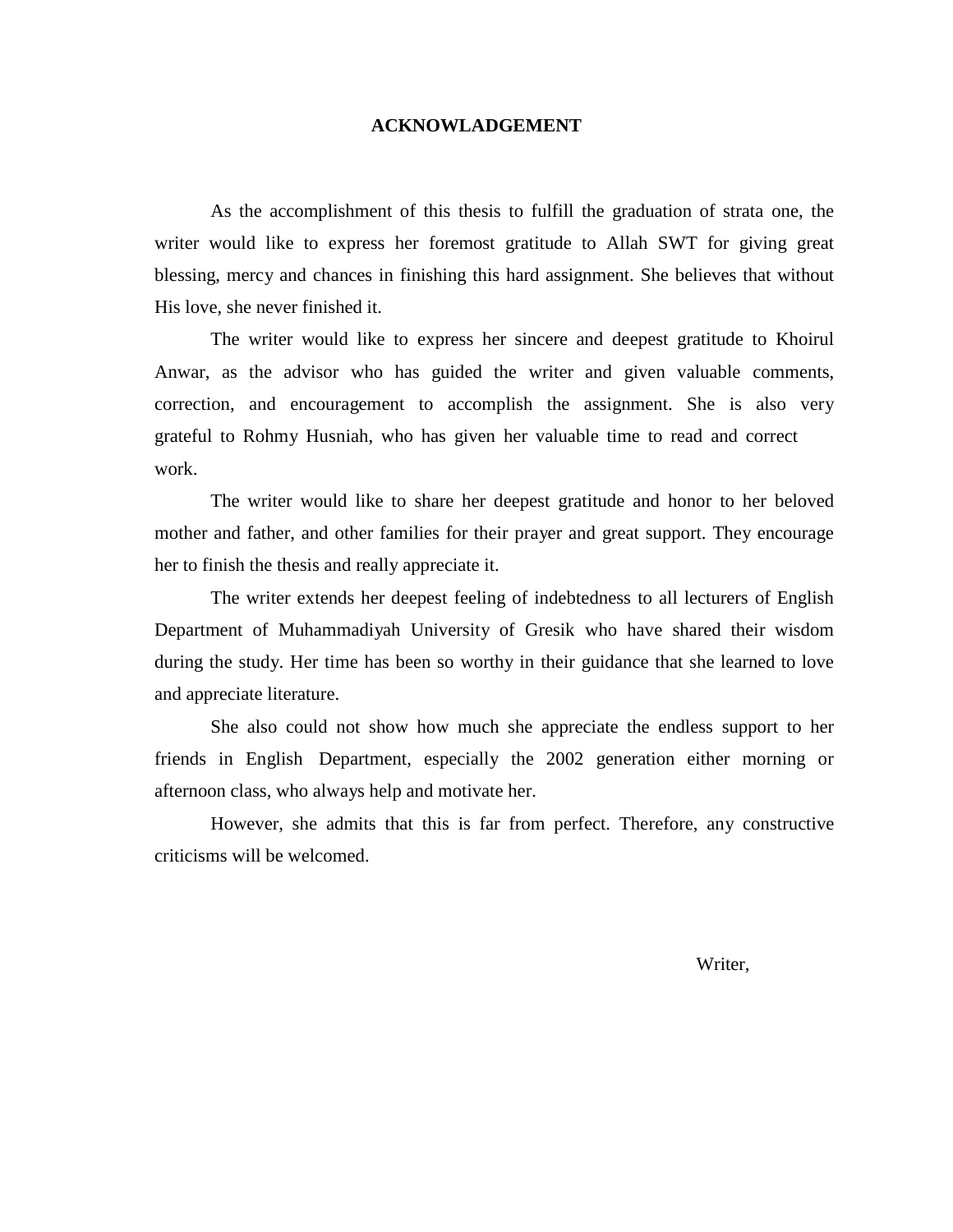## ACKNOWLADGEMENT

As the accomplishment of this thesis to fulfill the graduation of strata one, the writer would like to express her foremost gratitude to Allah SWT for giving great blessing, mercy and chances in finishing this hard assignment. She believes that without His love, she never finished it.

The writer would like to express her sincere and deepest gratitude to Khoirul Anwar, as the advisor who has guided the writer and given valuable comments, correction, and encouragement to accomplish the assignment. She is also very grateful to Rohmy Husniah, who has given her valuable time to read and correct work.

The writer would like to share her deepest gratitude and honor to her beloved mother and father, and other families for their prayer and great support. They encourage her to finish the thesis and really appreciate it.

The writer extends her deepest feeling of indebtedness to all lecturers of English Department of Muhammadiyah University of Gresik who have shared their wisdom during the study. Her time has been so worthy in their guidance that she learned to love and appreciate literature.

She also could not show how much she appreciate the endless support to her friends in English Department, especially the 2002 generation either morning or afternoon class, who always help and motivate her.

However, she admits that this is far from perfect. Therefore, any constructive criticisms will be welcomed.

Writer,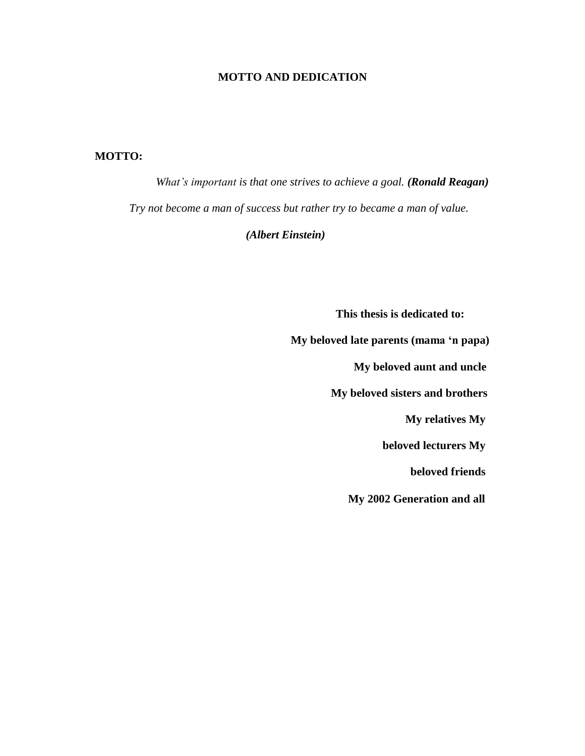# MOTTO AND DEDICATION

**MOTTO:**

*What's important is that one strives to achieve a goal.* ***(Ronald Reagan)***

*Try not become a man of success but rather try to became a man of value.*

***(Albert Einstein)***

**This thesis is dedicated to:**

**My beloved late parents (mama 'n papa)**

**My beloved aunt and uncle**

**My beloved sisters and brothers**

**My relatives My**

**beloved lecturers My**

**beloved friends**

**My 2002 Generation and all**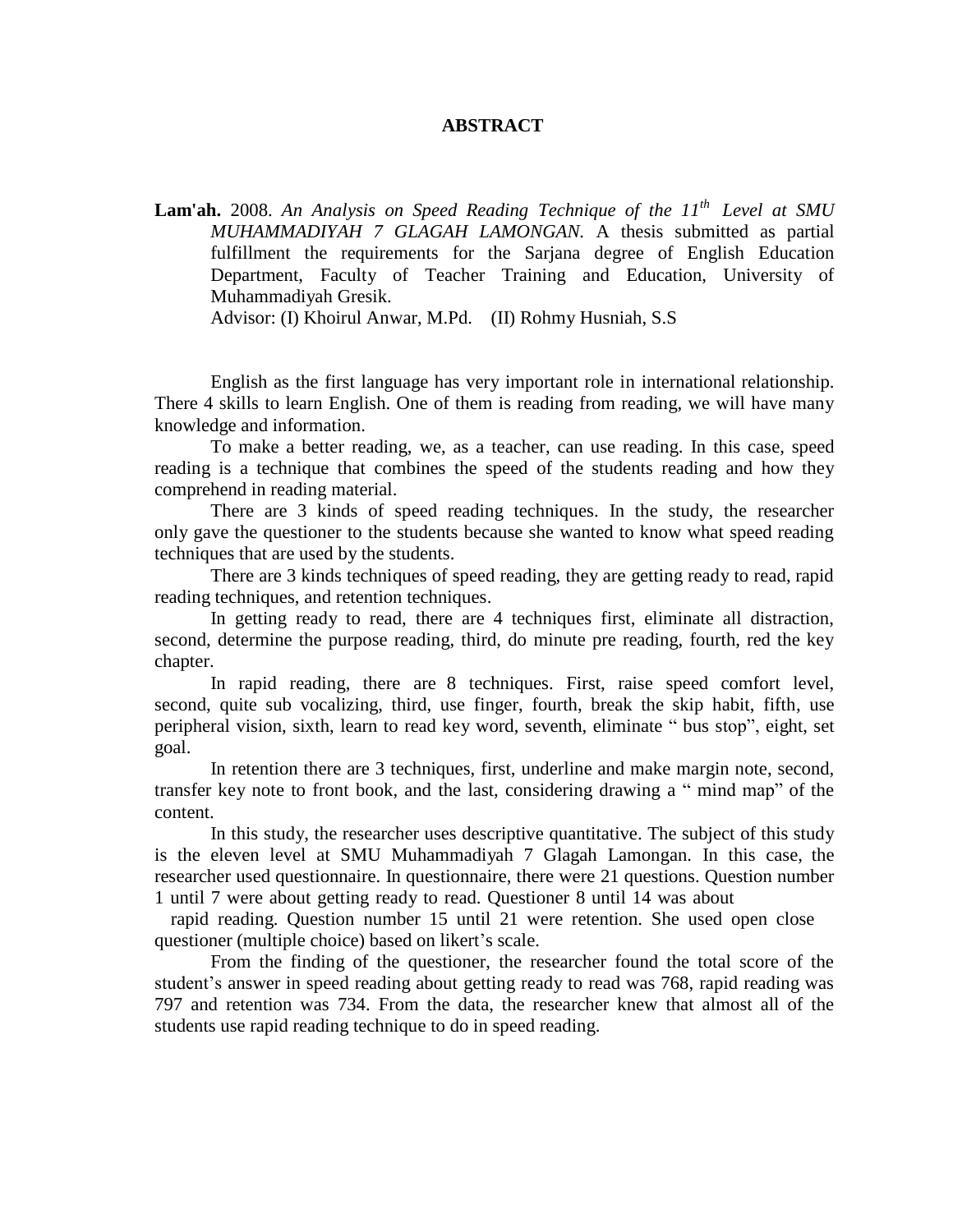# ABSTRACT

**Lam'ah.** 2008. *An Analysis on Speed Reading Technique of the 11th Level at SMU MUHAMMADIYAH 7 GLAGAH LAMONGAN.* A thesis submitted as partial fulfillment the requirements for the Sarjana degree of English Education Department, Faculty of Teacher Training and Education, University of Muhammadiyah Gresik.
Advisor: (I) Khoirul Anwar, M.Pd. (II) Rohmy Husniah, S.S

English as the first language has very important role in international relationship. There 4 skills to learn English. One of them is reading from reading, we will have many knowledge and information.

To make a better reading, we, as a teacher, can use reading. In this case, speed reading is a technique that combines the speed of the students reading and how they comprehend in reading material.

There are 3 kinds of speed reading techniques. In the study, the researcher only gave the questioner to the students because she wanted to know what speed reading techniques that are used by the students.

There are 3 kinds techniques of speed reading, they are getting ready to read, rapid reading techniques, and retention techniques.

In getting ready to read, there are 4 techniques first, eliminate all distraction, second, determine the purpose reading, third, do minute pre reading, fourth, red the key chapter.

In rapid reading, there are 8 techniques. First, raise speed comfort level, second, quite sub vocalizing, third, use finger, fourth, break the skip habit, fifth, use peripheral vision, sixth, learn to read key word, seventh, eliminate " bus stop", eight, set goal.

In retention there are 3 techniques, first, underline and make margin note, second, transfer key note to front book, and the last, considering drawing a " mind map" of the content.

In this study, the researcher uses descriptive quantitative. The subject of this study is the eleven level at SMU Muhammadiyah 7 Glagah Lamongan. In this case, the researcher used questionnaire. In questionnaire, there were 21 questions. Question number 1 until 7 were about getting ready to read. Questioner 8 until 14 was about rapid reading. Question number 15 until 21 were retention. She used open close questioner (multiple choice) based on likert's scale.

From the finding of the questioner, the researcher found the total score of the student's answer in speed reading about getting ready to read was 768, rapid reading was 797 and retention was 734. From the data, the researcher knew that almost all of the students use rapid reading technique to do in speed reading.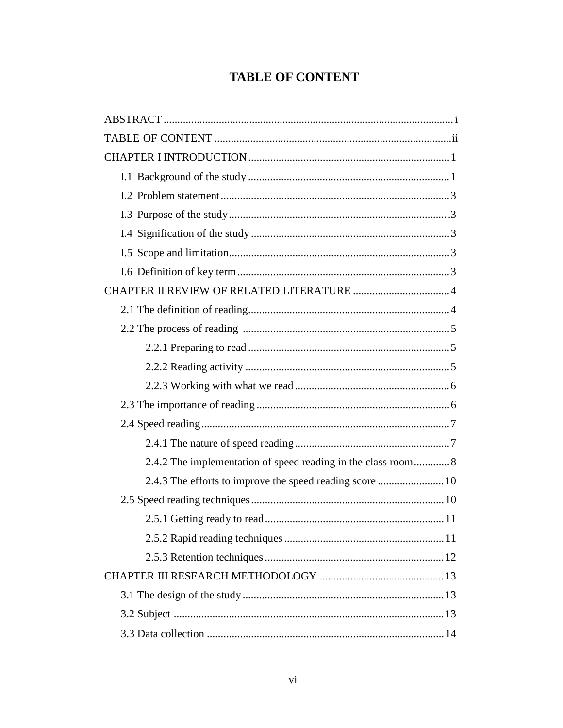# TABLE OF CONTENT

ABSTRACT ........................................................................................................ i

TABLE OF CONTENT .....................................................................................ii

CHAPTER I INTRODUCTION ........................................................................ 1

I.1 Background of the study ......................................................................... 1

I.2 Problem statement .................................................................................. 3

I.3 Purpose of the study ............................................................................... 3

I.4 Signification of the study ........................................................................ 3

I.5 Scope and limitation ............................................................................... 3

I.6 Definition of key term ............................................................................. 3

CHAPTER II REVIEW OF RELATED LITERATURE ................................... 4

2.1 The definition of reading ......................................................................... 4

2.2 The process of reading ........................................................................... 5

2.2.1 Preparing to read ........................................................................ 5

2.2.2 Reading activity .......................................................................... 5

2.2.3 Working with what we read ........................................................ 6

2.3 The importance of reading ...................................................................... 6

2.4 Speed reading .......................................................................................... 7

2.4.1 The nature of speed reading ........................................................ 7

2.4.2 The implementation of speed reading in the class room ............. 8

2.4.3 The efforts to improve the speed reading score ........................ 10

2.5 Speed reading techniques ...................................................................... 10

2.5.1 Getting ready to read ................................................................. 11

2.5.2 Rapid reading techniques .......................................................... 11

2.5.3 Retention techniques ................................................................. 12

CHAPTER III RESEARCH METHODOLOGY ............................................ 13

3.1 The design of the study ......................................................................... 13

3.2 Subject .................................................................................................. 13

3.3 Data collection ...................................................................................... 14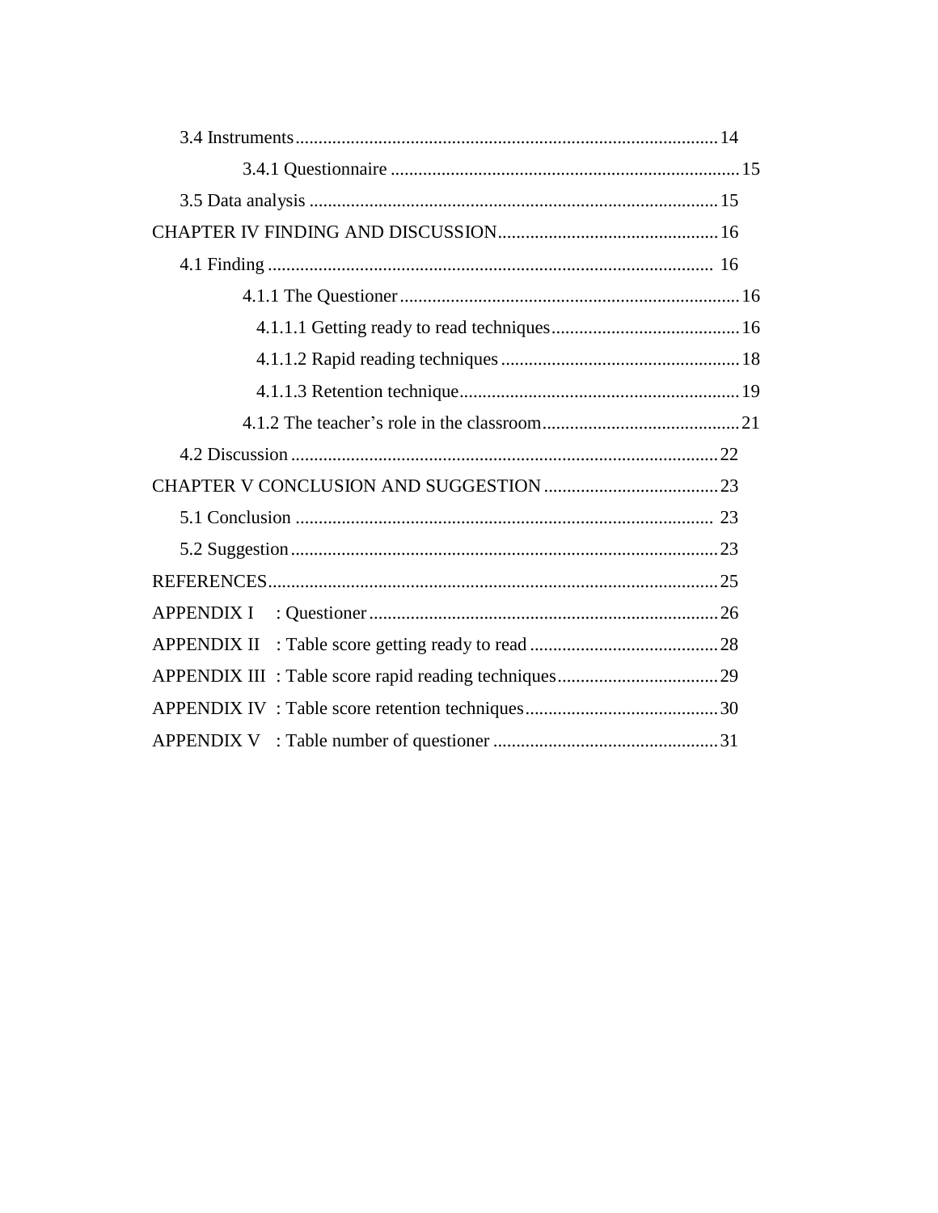3.4 Instruments.......................................................................................... 14

3.4.1 Questionnaire ........................................................................... 15

3.5 Data analysis ........................................................................................ 15

CHAPTER IV FINDING AND DISCUSSION................................................ 16

4.1 Finding ................................................................................................ 16

4.1.1 The Questioner ......................................................................... 16

4.1.1.1 Getting ready to read techniques......................................... 16

4.1.1.2 Rapid reading techniques ................................................... 18

4.1.1.3 Retention technique............................................................ 19

4.1.2 The teacher's role in the classroom........................................... 21

4.2 Discussion ............................................................................................ 22

CHAPTER V CONCLUSION AND SUGGESTION ...................................... 23

5.1 Conclusion .......................................................................................... 23

5.2 Suggestion............................................................................................ 23

REFERENCES................................................................................................. 25

APPENDIX I : Questioner ........................................................................... 26

APPENDIX II : Table score getting ready to read ......................................... 28

APPENDIX III : Table score rapid reading techniques.................................. 29

APPENDIX IV : Table score retention techniques.......................................... 30

APPENDIX V : Table number of questioner ................................................. 31